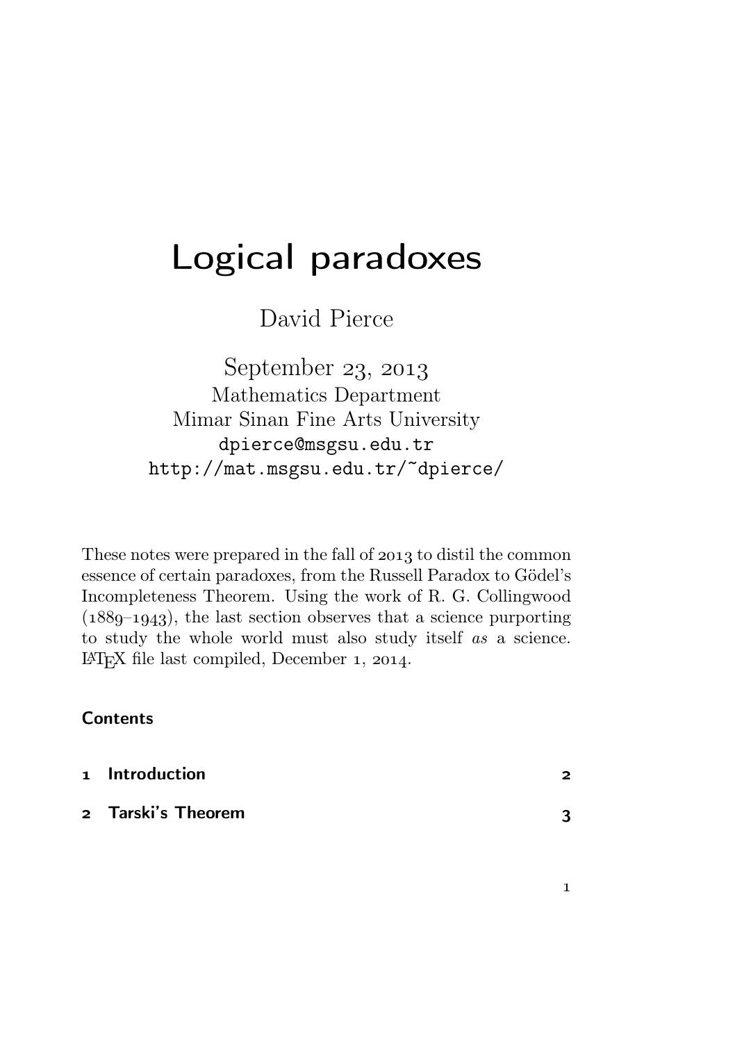# Logical paradoxes

David Pierce

September 23, 2013
Mathematics Department
Mimar Sinan Fine Arts University
dpierce@msgsu.edu.tr
http://mat.msgsu.edu.tr/~dpierce/

These notes were prepared in the fall of 2013 to distil the common essence of certain paradoxes, from the Russell Paradox to Gödel's Incompleteness Theorem. Using the work of R. G. Collingwood (1889–1943), the last section observes that a science purporting to study the whole world must also study itself *as* a science. LaTeX file last compiled, December 1, 2014.

## Contents

| | | |
|---|---|---|
| 1 | **Introduction** | **2** |
| 2 | **Tarski's Theorem** | **3** |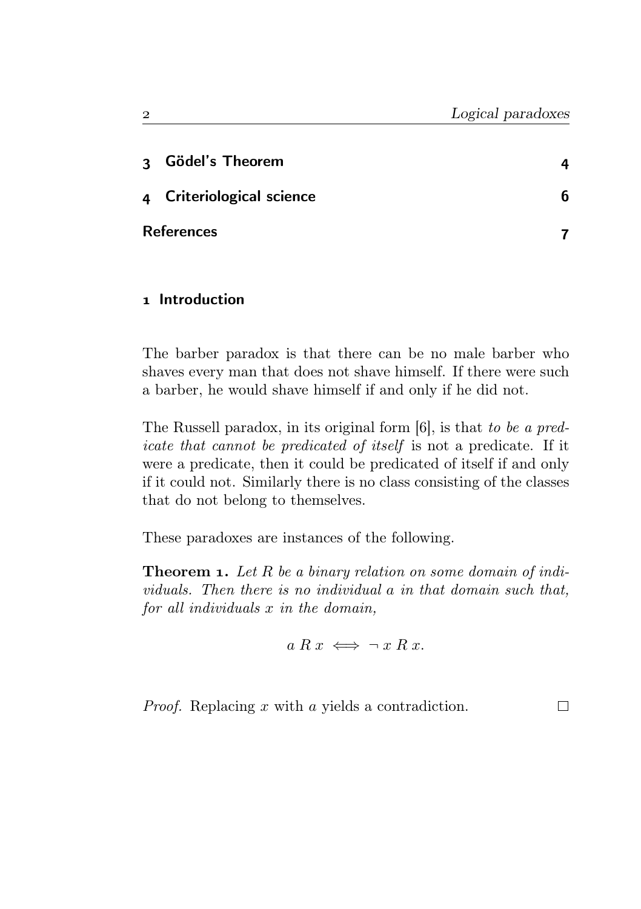| | |
|---|---|
| 3 Gödel's Theorem | 4 |
| 4 Criteriological science | 6 |
| References | 7 |

## 1 Introduction

The barber paradox is that there can be no male barber who shaves every man that does not shave himself. If there were such a barber, he would shave himself if and only if he did not.

The Russell paradox, in its original form [6], is that *to be a predicate that cannot be predicated of itself* is not a predicate. If it were a predicate, then it could be predicated of itself if and only if it could not. Similarly there is no class consisting of the classes that do not belong to themselves.

These paradoxes are instances of the following.

**Theorem 1.** *Let $R$ be a binary relation on some domain of individuals. Then there is no individual $a$ in that domain such that, for all individuals $x$ in the domain,*

$$a \, R \, x \iff \neg \, x \, R \, x.$$

*Proof.* Replacing $x$ with $a$ yields a contradiction. □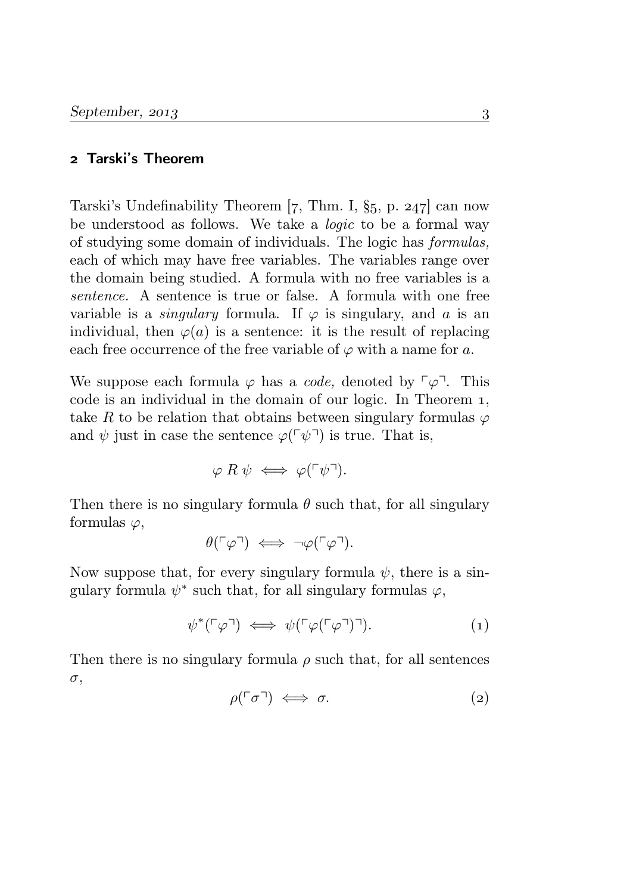## 2 Tarski's Theorem

Tarski's Undefinability Theorem [7, Thm. I, §5, p. 247] can now be understood as follows. We take a *logic* to be a formal way of studying some domain of individuals. The logic has *formulas,* each of which may have free variables. The variables range over the domain being studied. A formula with no free variables is a *sentence.* A sentence is true or false. A formula with one free variable is a *singulary* formula. If $\varphi$ is singulary, and $a$ is an individual, then $\varphi(a)$ is a sentence: it is the result of replacing each free occurrence of the free variable of $\varphi$ with a name for $a$.

We suppose each formula $\varphi$ has a *code,* denoted by $\ulcorner\varphi\urcorner$. This code is an individual in the domain of our logic. In Theorem 1, take $R$ to be relation that obtains between singulary formulas $\varphi$ and $\psi$ just in case the sentence $\varphi(\ulcorner\psi\urcorner)$ is true. That is,

$$\varphi \mathrel{R} \psi \iff \varphi(\ulcorner\psi\urcorner).$$

Then there is no singulary formula $\theta$ such that, for all singulary formulas $\varphi$,

$$\theta(\ulcorner\varphi\urcorner) \iff \neg\varphi(\ulcorner\varphi\urcorner).$$

Now suppose that, for every singulary formula $\psi$, there is a singulary formula $\psi^*$ such that, for all singulary formulas $\varphi$,

$$\psi^*(\ulcorner\varphi\urcorner) \iff \psi(\ulcorner\varphi(\ulcorner\varphi\urcorner)\urcorner). \tag{1}$$

Then there is no singulary formula $\rho$ such that, for all sentences $\sigma$,

$$\rho(\ulcorner\sigma\urcorner) \iff \sigma. \tag{2}$$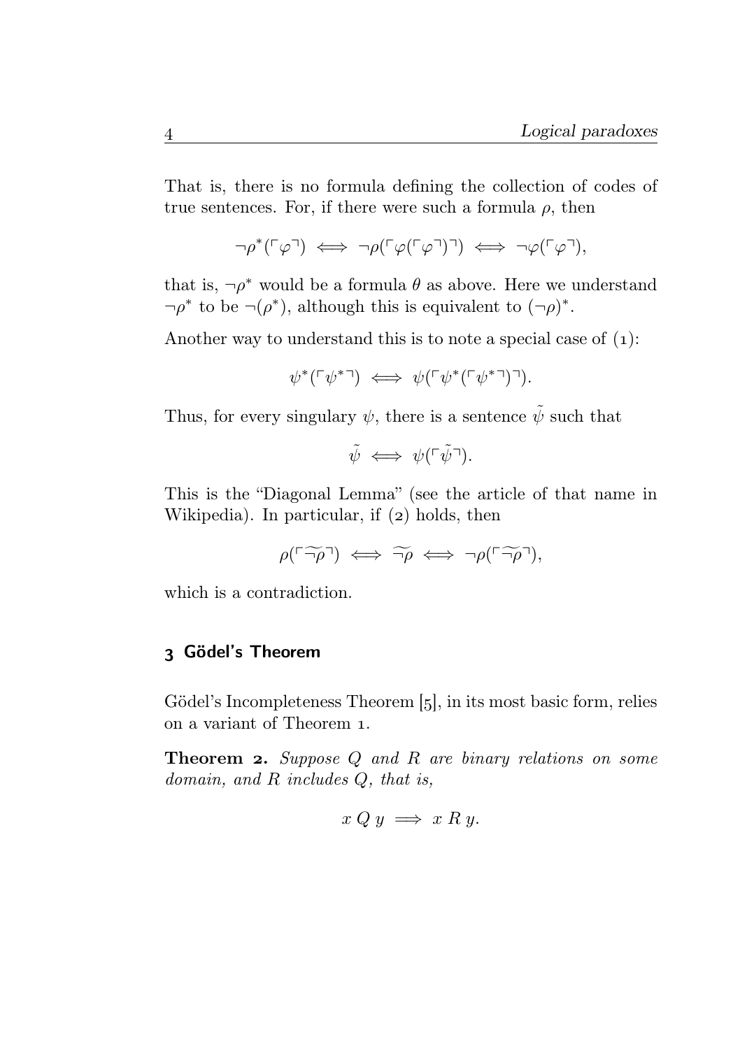That is, there is no formula defining the collection of codes of true sentences. For, if there were such a formula $\rho$, then

$$\neg\rho^*(\ulcorner\varphi\urcorner) \iff \neg\rho(\ulcorner\varphi(\ulcorner\varphi\urcorner)\urcorner) \iff \neg\varphi(\ulcorner\varphi\urcorner),$$

that is, $\neg\rho^*$ would be a formula $\theta$ as above. Here we understand $\neg\rho^*$ to be $\neg(\rho^*)$, although this is equivalent to $(\neg\rho)^*$.

Another way to understand this is to note a special case of (1):

$$\psi^*(\ulcorner\psi^{*}\urcorner) \iff \psi(\ulcorner\psi^*(\ulcorner\psi^*\urcorner)\urcorner).$$

Thus, for every singulary $\psi$, there is a sentence $\tilde{\psi}$ such that

$$\tilde{\psi} \iff \psi(\ulcorner\tilde{\psi}\urcorner).$$

This is the "Diagonal Lemma" (see the article of that name in Wikipedia). In particular, if (2) holds, then

$$\rho(\ulcorner\widetilde{\neg\rho}\urcorner) \iff \widetilde{\neg\rho} \iff \neg\rho(\ulcorner\widetilde{\neg\rho}\urcorner),$$

which is a contradiction.

## 3 Gödel's Theorem

Gödel's Incompleteness Theorem [5], in its most basic form, relies on a variant of Theorem 1.

**Theorem 2.** *Suppose $Q$ and $R$ are binary relations on some domain, and $R$ includes $Q$, that is,*

$$x\ Q\ y \implies x\ R\ y.$$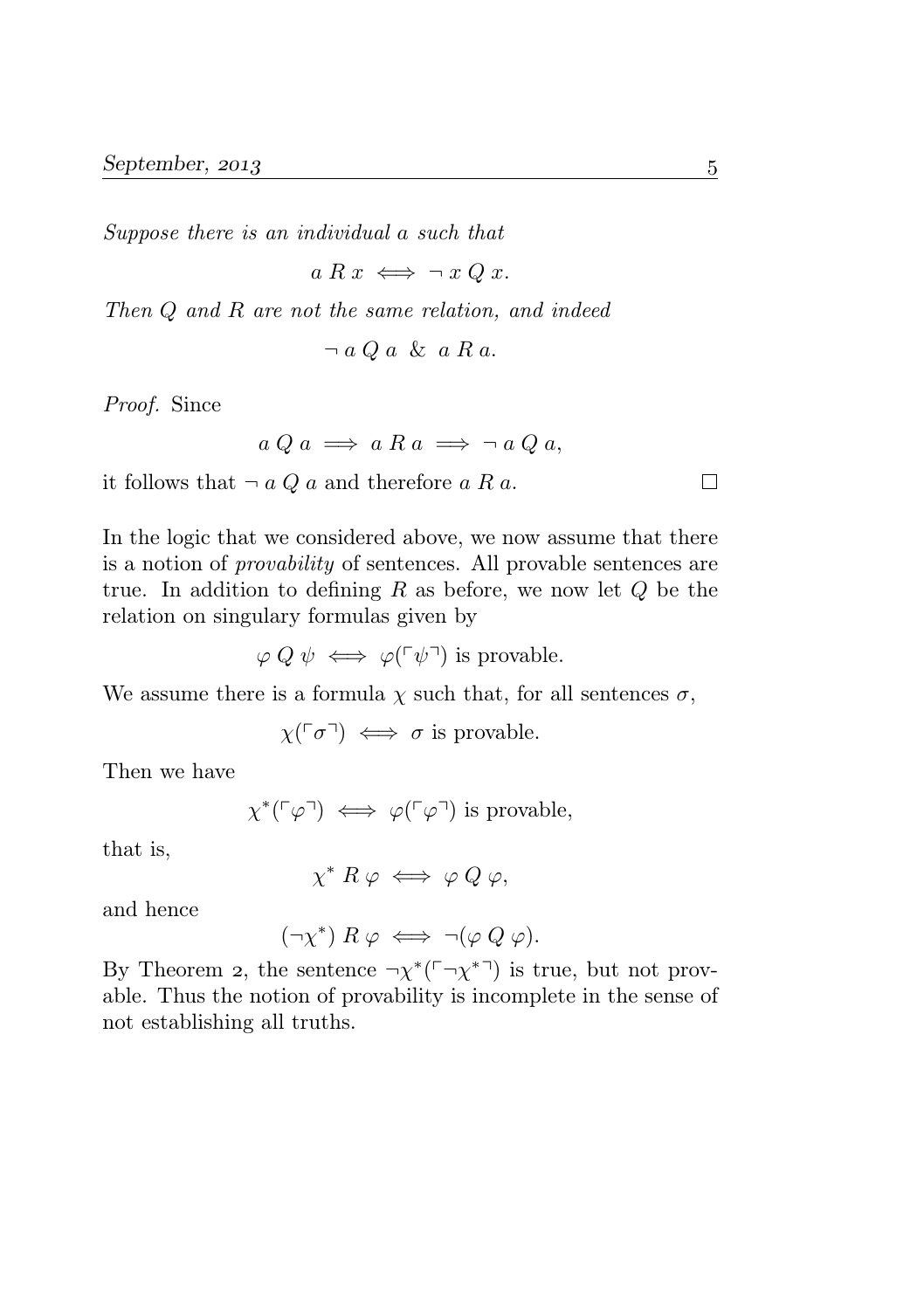*Suppose there is an individual $a$ such that*

$$a \mathrel{R} x \iff \neg\, x \mathrel{Q} x.$$

*Then $Q$ and $R$ are not the same relation, and indeed*

$$\neg\, a \mathrel{Q} a \;\;\&\;\; a \mathrel{R} a.$$

*Proof.* Since

$$a \mathrel{Q} a \implies a \mathrel{R} a \implies \neg\, a \mathrel{Q} a,$$

it follows that $\neg\, a \mathrel{Q} a$ and therefore $a \mathrel{R} a$. □

In the logic that we considered above, we now assume that there is a notion of *provability* of sentences. All provable sentences are true. In addition to defining $R$ as before, we now let $Q$ be the relation on singulary formulas given by

$$\varphi \mathrel{Q} \psi \iff \varphi(\ulcorner\psi\urcorner) \text{ is provable.}$$

We assume there is a formula $\chi$ such that, for all sentences $\sigma$,

$$\chi(\ulcorner\sigma\urcorner) \iff \sigma \text{ is provable.}$$

Then we have

$$\chi^*(\ulcorner\varphi\urcorner) \iff \varphi(\ulcorner\varphi\urcorner) \text{ is provable,}$$

that is,

$$\chi^* \mathrel{R} \varphi \iff \varphi \mathrel{Q} \varphi,$$

and hence

$$(\neg\chi^*) \mathrel{R} \varphi \iff \neg(\varphi \mathrel{Q} \varphi).$$

By Theorem 2, the sentence $\neg\chi^*(\ulcorner\neg\chi^*\urcorner)$ is true, but not provable. Thus the notion of provability is incomplete in the sense of not establishing all truths.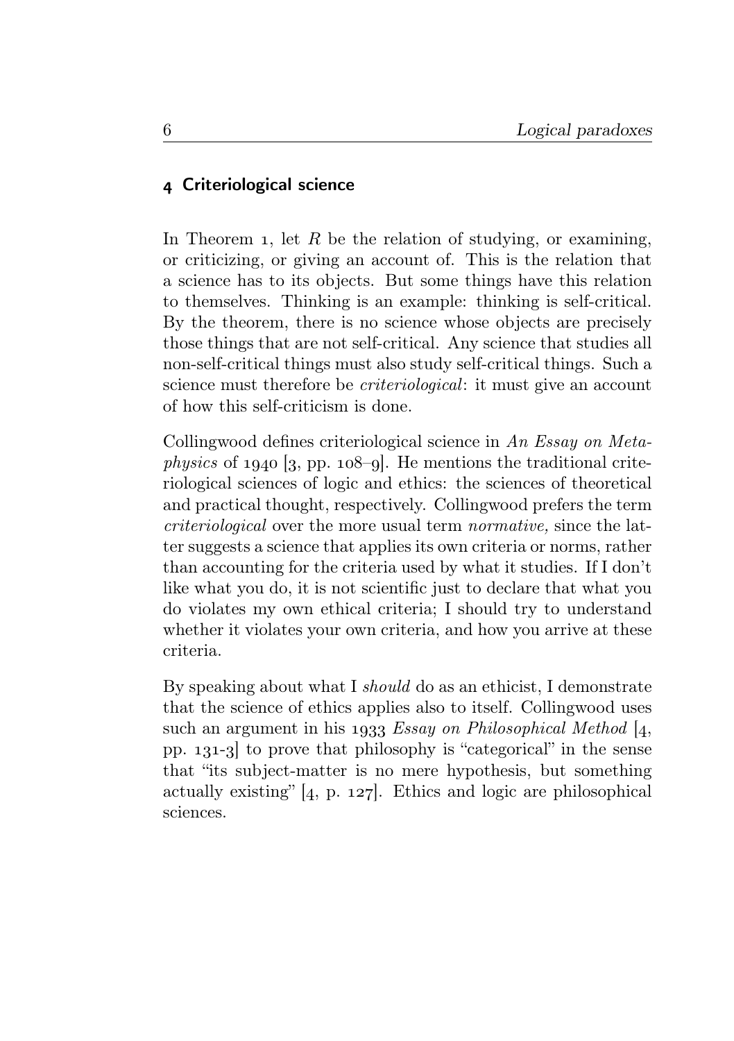## 4 Criteriological science

In Theorem 1, let $R$ be the relation of studying, or examining, or criticizing, or giving an account of. This is the relation that a science has to its objects. But some things have this relation to themselves. Thinking is an example: thinking is self-critical. By the theorem, there is no science whose objects are precisely those things that are not self-critical. Any science that studies all non-self-critical things must also study self-critical things. Such a science must therefore be *criteriological*: it must give an account of how this self-criticism is done.

Collingwood defines criteriological science in *An Essay on Metaphysics* of 1940 [3, pp. 108–9]. He mentions the traditional criteriological sciences of logic and ethics: the sciences of theoretical and practical thought, respectively. Collingwood prefers the term *criteriological* over the more usual term *normative,* since the latter suggests a science that applies its own criteria or norms, rather than accounting for the criteria used by what it studies. If I don't like what you do, it is not scientific just to declare that what you do violates my own ethical criteria; I should try to understand whether it violates your own criteria, and how you arrive at these criteria.

By speaking about what I *should* do as an ethicist, I demonstrate that the science of ethics applies also to itself. Collingwood uses such an argument in his 1933 *Essay on Philosophical Method* [4, pp. 131-3] to prove that philosophy is "categorical" in the sense that "its subject-matter is no mere hypothesis, but something actually existing" [4, p. 127]. Ethics and logic are philosophical sciences.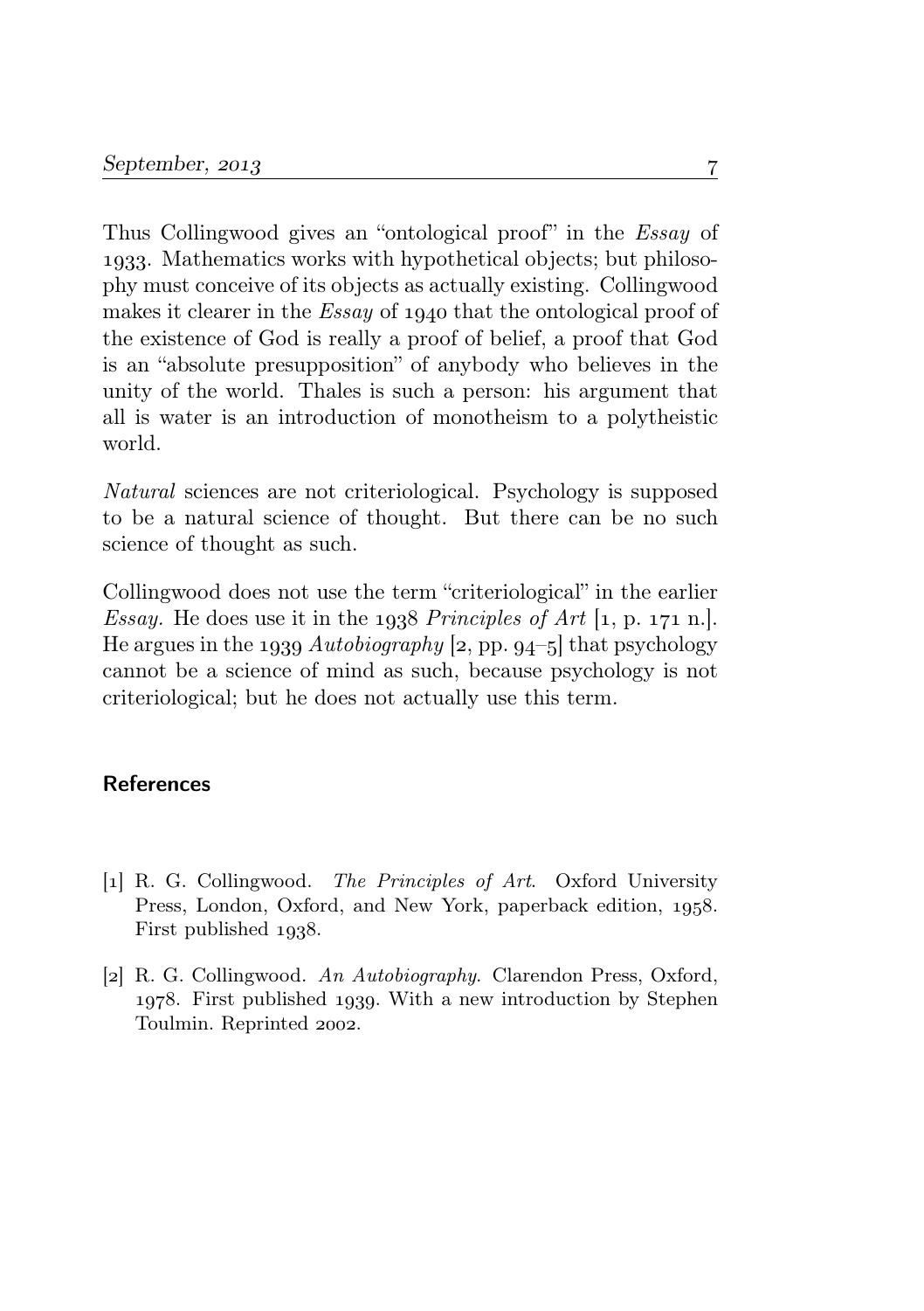Thus Collingwood gives an "ontological proof" in the *Essay* of 1933. Mathematics works with hypothetical objects; but philosophy must conceive of its objects as actually existing. Collingwood makes it clearer in the *Essay* of 1940 that the ontological proof of the existence of God is really a proof of belief, a proof that God is an "absolute presupposition" of anybody who believes in the unity of the world. Thales is such a person: his argument that all is water is an introduction of monotheism to a polytheistic world.

*Natural* sciences are not criteriological. Psychology is supposed to be a natural science of thought. But there can be no such science of thought as such.

Collingwood does not use the term "criteriological" in the earlier *Essay.* He does use it in the 1938 *Principles of Art* [1, p. 171 n.]. He argues in the 1939 *Autobiography* [2, pp. 94–5] that psychology cannot be a science of mind as such, because psychology is not criteriological; but he does not actually use this term.

## References

[1] R. G. Collingwood. *The Principles of Art*. Oxford University Press, London, Oxford, and New York, paperback edition, 1958. First published 1938.

[2] R. G. Collingwood. *An Autobiography*. Clarendon Press, Oxford, 1978. First published 1939. With a new introduction by Stephen Toulmin. Reprinted 2002.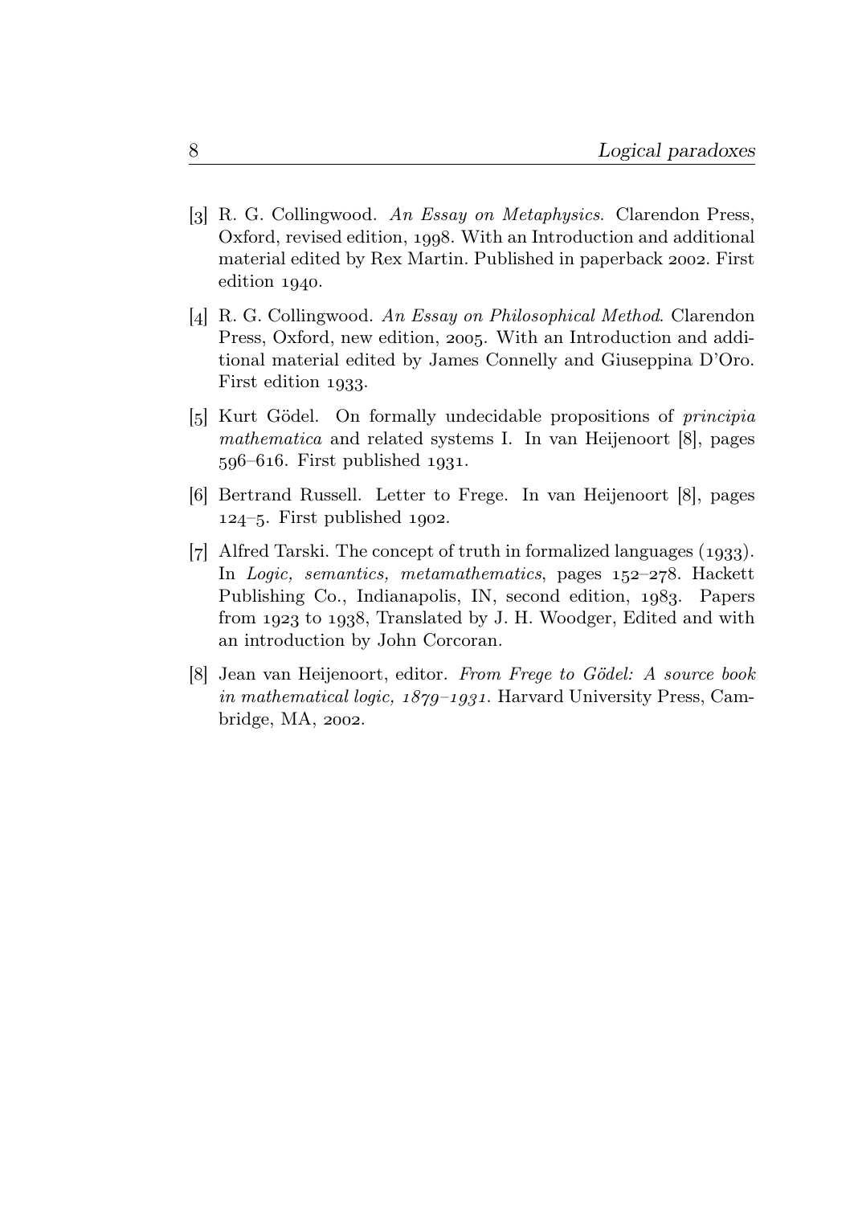[3] R. G. Collingwood. *An Essay on Metaphysics*. Clarendon Press, Oxford, revised edition, 1998. With an Introduction and additional material edited by Rex Martin. Published in paperback 2002. First edition 1940.

[4] R. G. Collingwood. *An Essay on Philosophical Method*. Clarendon Press, Oxford, new edition, 2005. With an Introduction and additional material edited by James Connelly and Giuseppina D'Oro. First edition 1933.

[5] Kurt Gödel. On formally undecidable propositions of *principia mathematica* and related systems I. In van Heijenoort [8], pages 596–616. First published 1931.

[6] Bertrand Russell. Letter to Frege. In van Heijenoort [8], pages 124–5. First published 1902.

[7] Alfred Tarski. The concept of truth in formalized languages (1933). In *Logic, semantics, metamathematics*, pages 152–278. Hackett Publishing Co., Indianapolis, IN, second edition, 1983. Papers from 1923 to 1938, Translated by J. H. Woodger, Edited and with an introduction by John Corcoran.

[8] Jean van Heijenoort, editor. *From Frege to Gödel: A source book in mathematical logic, 1879–1931*. Harvard University Press, Cambridge, MA, 2002.